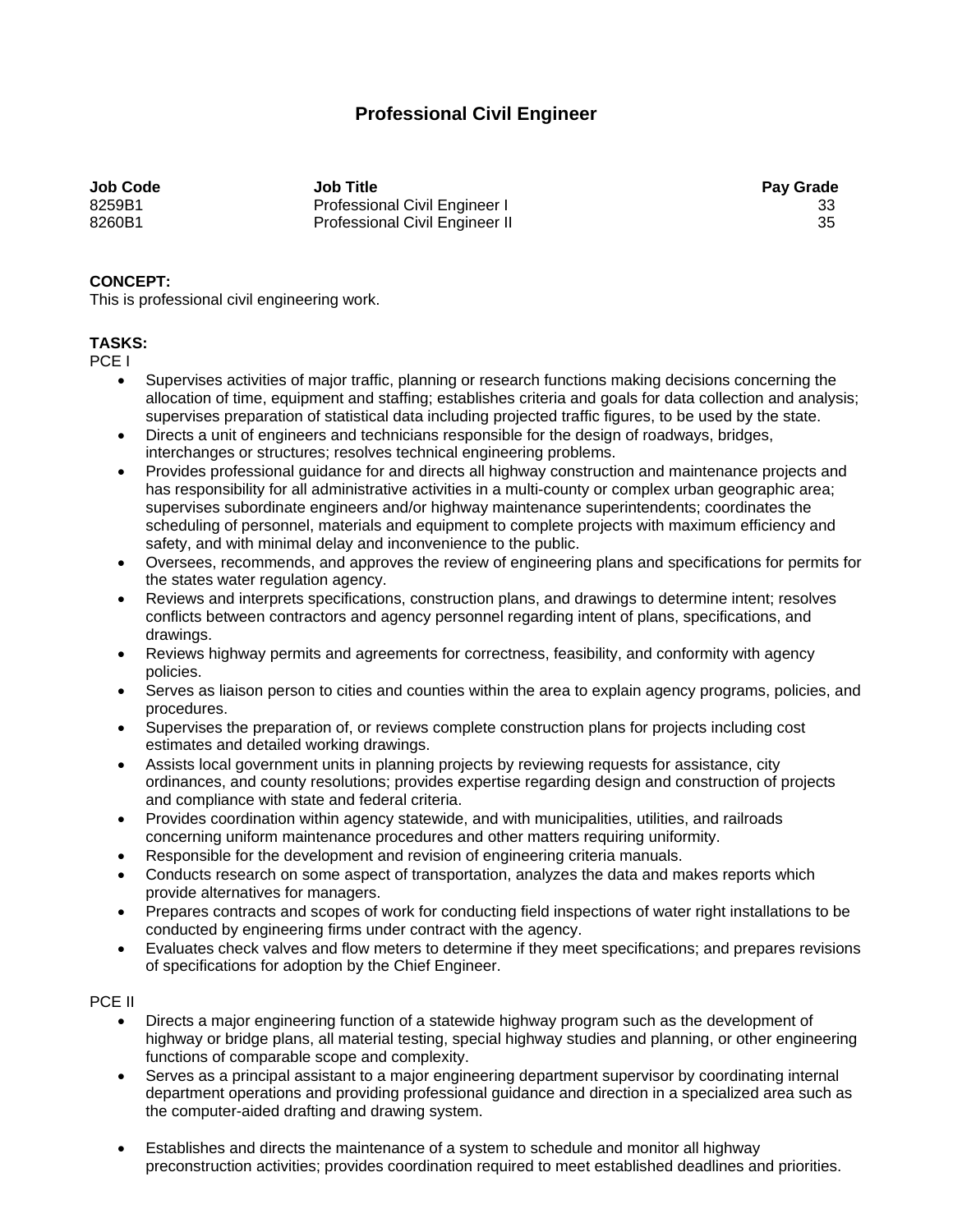# Professional Civil Engineer

| Job Code | Job Title | Pay Grade |
|---|---|---|
| 8259B1 | Professional Civil Engineer I | 33 |
| 8260B1 | Professional Civil Engineer II | 35 |

**CONCEPT:**
This is professional civil engineering work.

**TASKS:**
PCE I

- Supervises activities of major traffic, planning or research functions making decisions concerning the allocation of time, equipment and staffing; establishes criteria and goals for data collection and analysis; supervises preparation of statistical data including projected traffic figures, to be used by the state.
- Directs a unit of engineers and technicians responsible for the design of roadways, bridges, interchanges or structures; resolves technical engineering problems.
- Provides professional guidance for and directs all highway construction and maintenance projects and has responsibility for all administrative activities in a multi-county or complex urban geographic area; supervises subordinate engineers and/or highway maintenance superintendents; coordinates the scheduling of personnel, materials and equipment to complete projects with maximum efficiency and safety, and with minimal delay and inconvenience to the public.
- Oversees, recommends, and approves the review of engineering plans and specifications for permits for the states water regulation agency.
- Reviews and interprets specifications, construction plans, and drawings to determine intent; resolves conflicts between contractors and agency personnel regarding intent of plans, specifications, and drawings.
- Reviews highway permits and agreements for correctness, feasibility, and conformity with agency policies.
- Serves as liaison person to cities and counties within the area to explain agency programs, policies, and procedures.
- Supervises the preparation of, or reviews complete construction plans for projects including cost estimates and detailed working drawings.
- Assists local government units in planning projects by reviewing requests for assistance, city ordinances, and county resolutions; provides expertise regarding design and construction of projects and compliance with state and federal criteria.
- Provides coordination within agency statewide, and with municipalities, utilities, and railroads concerning uniform maintenance procedures and other matters requiring uniformity.
- Responsible for the development and revision of engineering criteria manuals.
- Conducts research on some aspect of transportation, analyzes the data and makes reports which provide alternatives for managers.
- Prepares contracts and scopes of work for conducting field inspections of water right installations to be conducted by engineering firms under contract with the agency.
- Evaluates check valves and flow meters to determine if they meet specifications; and prepares revisions of specifications for adoption by the Chief Engineer.

PCE II

- Directs a major engineering function of a statewide highway program such as the development of highway or bridge plans, all material testing, special highway studies and planning, or other engineering functions of comparable scope and complexity.
- Serves as a principal assistant to a major engineering department supervisor by coordinating internal department operations and providing professional guidance and direction in a specialized area such as the computer-aided drafting and drawing system.
- Establishes and directs the maintenance of a system to schedule and monitor all highway preconstruction activities; provides coordination required to meet established deadlines and priorities.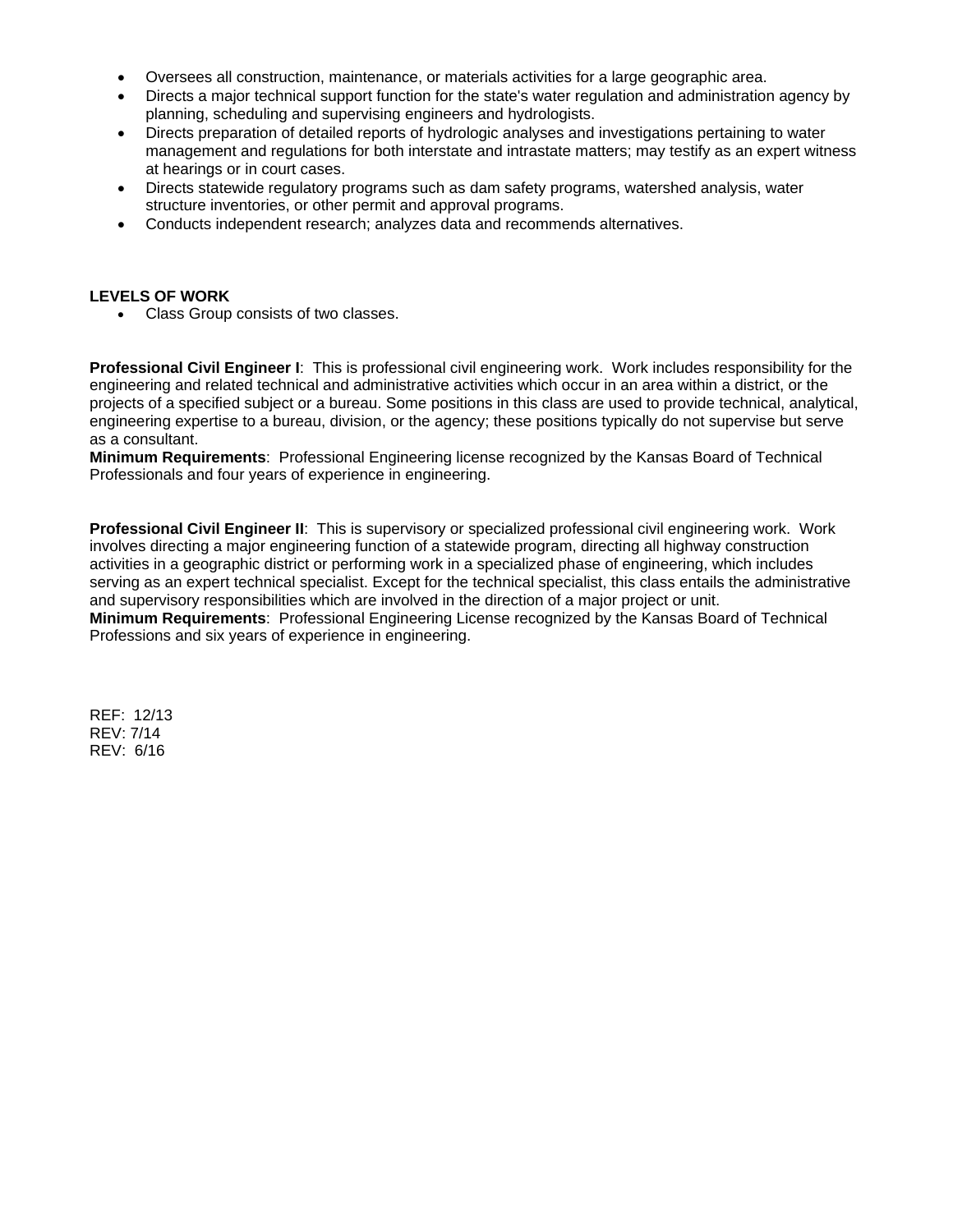- Oversees all construction, maintenance, or materials activities for a large geographic area.
- Directs a major technical support function for the state's water regulation and administration agency by planning, scheduling and supervising engineers and hydrologists.
- Directs preparation of detailed reports of hydrologic analyses and investigations pertaining to water management and regulations for both interstate and intrastate matters; may testify as an expert witness at hearings or in court cases.
- Directs statewide regulatory programs such as dam safety programs, watershed analysis, water structure inventories, or other permit and approval programs.
- Conducts independent research; analyzes data and recommends alternatives.

**LEVELS OF WORK**

- Class Group consists of two classes.

**Professional Civil Engineer I**: This is professional civil engineering work. Work includes responsibility for the engineering and related technical and administrative activities which occur in an area within a district, or the projects of a specified subject or a bureau. Some positions in this class are used to provide technical, analytical, engineering expertise to a bureau, division, or the agency; these positions typically do not supervise but serve as a consultant.
**Minimum Requirements**: Professional Engineering license recognized by the Kansas Board of Technical Professionals and four years of experience in engineering.

**Professional Civil Engineer II**: This is supervisory or specialized professional civil engineering work. Work involves directing a major engineering function of a statewide program, directing all highway construction activities in a geographic district or performing work in a specialized phase of engineering, which includes serving as an expert technical specialist. Except for the technical specialist, this class entails the administrative and supervisory responsibilities which are involved in the direction of a major project or unit.
**Minimum Requirements**: Professional Engineering License recognized by the Kansas Board of Technical Professions and six years of experience in engineering.

REF: 12/13
REV: 7/14
REV: 6/16